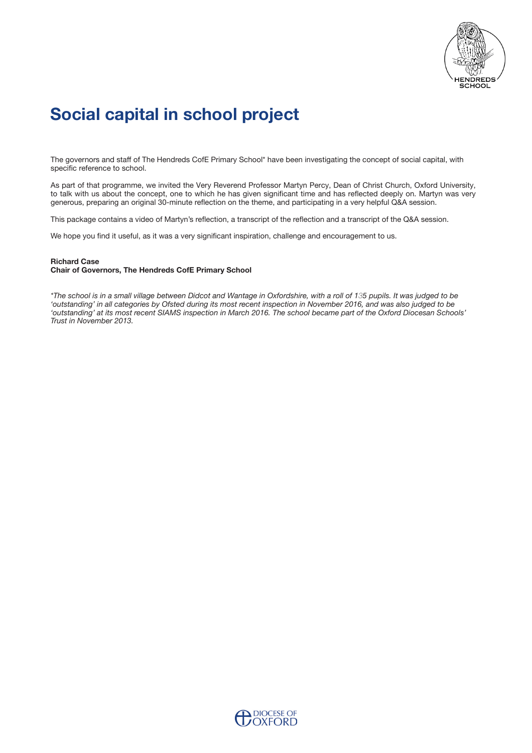# Social capital in school project

The governors and staff of The Hendreds CofE Primary School* have been investigating the concept of social capital, with specific reference to school.

As part of that programme, we invited the Very Reverend Professor Martyn Percy, Dean of Christ Church, Oxford University, to talk with us about the concept, one to which he has given significant time and has reflected deeply on. Martyn was very generous, preparing an original 30-minute reflection on the theme, and participating in a very helpful Q&A session.

This package contains a video of Martyn's reflection, a transcript of the reflection and a transcript of the Q&A session.

We hope you find it useful, as it was a very significant inspiration, challenge and encouragement to us.

**Richard Case**
**Chair of Governors, The Hendreds CofE Primary School**

*\*The school is in a small village between Didcot and Wantage in Oxfordshire, with a roll of 135 pupils. It was judged to be 'outstanding' in all categories by Ofsted during its most recent inspection in November 2016, and was also judged to be 'outstanding' at its most recent SIAMS inspection in March 2016. The school became part of the Oxford Diocesan Schools' Trust in November 2013.*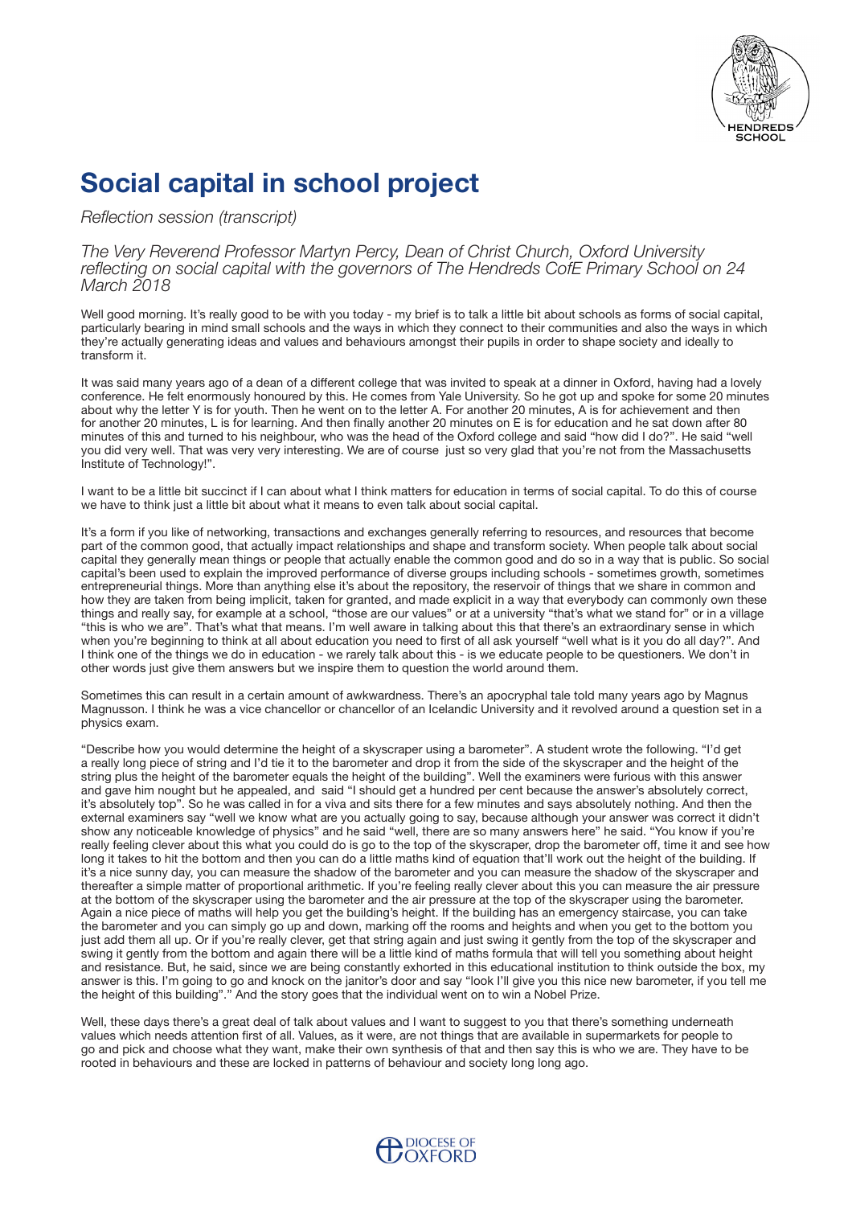# Social capital in school project

*Reflection session (transcript)*

*The Very Reverend Professor Martyn Percy, Dean of Christ Church, Oxford University reflecting on social capital with the governors of The Hendreds CofE Primary School on 24 March 2018*

Well good morning. It's really good to be with you today - my brief is to talk a little bit about schools as forms of social capital, particularly bearing in mind small schools and the ways in which they connect to their communities and also the ways in which they're actually generating ideas and values and behaviours amongst their pupils in order to shape society and ideally to transform it.

It was said many years ago of a dean of a different college that was invited to speak at a dinner in Oxford, having had a lovely conference. He felt enormously honoured by this. He comes from Yale University. So he got up and spoke for some 20 minutes about why the letter Y is for youth. Then he went on to the letter A. For another 20 minutes, A is for achievement and then for another 20 minutes, L is for learning. And then finally another 20 minutes on E is for education and he sat down after 80 minutes of this and turned to his neighbour, who was the head of the Oxford college and said "how did I do?". He said "well you did very well. That was very very interesting. We are of course just so very glad that you're not from the Massachusetts Institute of Technology!".

I want to be a little bit succinct if I can about what I think matters for education in terms of social capital. To do this of course we have to think just a little bit about what it means to even talk about social capital.

It's a form if you like of networking, transactions and exchanges generally referring to resources, and resources that become part of the common good, that actually impact relationships and shape and transform society. When people talk about social capital they generally mean things or people that actually enable the common good and do so in a way that is public. So social capital's been used to explain the improved performance of diverse groups including schools - sometimes growth, sometimes entrepreneurial things. More than anything else it's about the repository, the reservoir of things that we share in common and how they are taken from being implicit, taken for granted, and made explicit in a way that everybody can commonly own these things and really say, for example at a school, "those are our values" or at a university "that's what we stand for" or in a village "this is who we are". That's what that means. I'm well aware in talking about this that there's an extraordinary sense in which when you're beginning to think at all about education you need to first of all ask yourself "well what is it you do all day?". And I think one of the things we do in education - we rarely talk about this - is we educate people to be questioners. We don't in other words just give them answers but we inspire them to question the world around them.

Sometimes this can result in a certain amount of awkwardness. There's an apocryphal tale told many years ago by Magnus Magnusson. I think he was a vice chancellor or chancellor of an Icelandic University and it revolved around a question set in a physics exam.

"Describe how you would determine the height of a skyscraper using a barometer". A student wrote the following. "I'd get a really long piece of string and I'd tie it to the barometer and drop it from the side of the skyscraper and the height of the string plus the height of the barometer equals the height of the building". Well the examiners were furious with this answer and gave him nought but he appealed, and said "I should get a hundred per cent because the answer's absolutely correct, it's absolutely top". So he was called in for a viva and sits there for a few minutes and says absolutely nothing. And then the external examiners say "well we know what are you actually going to say, because although your answer was correct it didn't show any noticeable knowledge of physics" and he said "well, there are so many answers here" he said. "You know if you're really feeling clever about this what you could do is go to the top of the skyscraper, drop the barometer off, time it and see how long it takes to hit the bottom and then you can do a little maths kind of equation that'll work out the height of the building. If it's a nice sunny day, you can measure the shadow of the barometer and you can measure the shadow of the skyscraper and thereafter a simple matter of proportional arithmetic. If you're feeling really clever about this you can measure the air pressure at the bottom of the skyscraper using the barometer and the air pressure at the top of the skyscraper using the barometer. Again a nice piece of maths will help you get the building's height. If the building has an emergency staircase, you can take the barometer and you can simply go up and down, marking off the rooms and heights and when you get to the bottom you just add them all up. Or if you're really clever, get that string again and just swing it gently from the top of the skyscraper and swing it gently from the bottom and again there will be a little kind of maths formula that will tell you something about height and resistance. But, he said, since we are being constantly exhorted in this educational institution to think outside the box, my answer is this. I'm going to go and knock on the janitor's door and say "look I'll give you this nice new barometer, if you tell me the height of this building"." And the story goes that the individual went on to win a Nobel Prize.

Well, these days there's a great deal of talk about values and I want to suggest to you that there's something underneath values which needs attention first of all. Values, as it were, are not things that are available in supermarkets for people to go and pick and choose what they want, make their own synthesis of that and then say this is who we are. They have to be rooted in behaviours and these are locked in patterns of behaviour and society long long ago.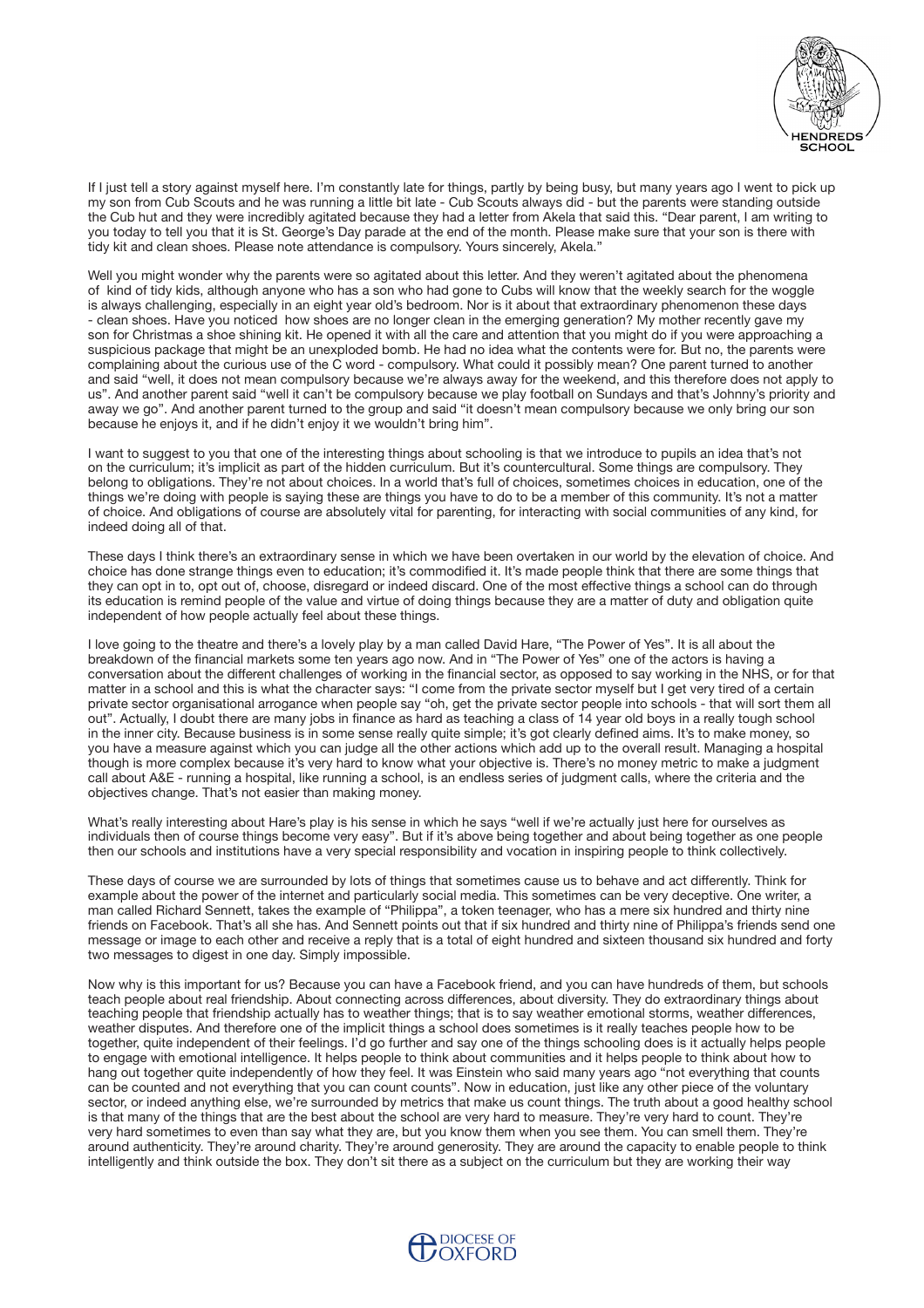If I just tell a story against myself here. I'm constantly late for things, partly by being busy, but many years ago I went to pick up my son from Cub Scouts and he was running a little bit late - Cub Scouts always did - but the parents were standing outside the Cub hut and they were incredibly agitated because they had a letter from Akela that said this. "Dear parent, I am writing to you today to tell you that it is St. George's Day parade at the end of the month. Please make sure that your son is there with tidy kit and clean shoes. Please note attendance is compulsory. Yours sincerely, Akela."

Well you might wonder why the parents were so agitated about this letter. And they weren't agitated about the phenomena of kind of tidy kids, although anyone who has a son who had gone to Cubs will know that the weekly search for the woggle is always challenging, especially in an eight year old's bedroom. Nor is it about that extraordinary phenomenon these days - clean shoes. Have you noticed how shoes are no longer clean in the emerging generation? My mother recently gave my son for Christmas a shoe shining kit. He opened it with all the care and attention that you might do if you were approaching a suspicious package that might be an unexploded bomb. He had no idea what the contents were for. But no, the parents were complaining about the curious use of the C word - compulsory. What could it possibly mean? One parent turned to another and said "well, it does not mean compulsory because we're always away for the weekend, and this therefore does not apply to us". And another parent said "well it can't be compulsory because we play football on Sundays and that's Johnny's priority and away we go". And another parent turned to the group and said "it doesn't mean compulsory because we only bring our son because he enjoys it, and if he didn't enjoy it we wouldn't bring him".

I want to suggest to you that one of the interesting things about schooling is that we introduce to pupils an idea that's not on the curriculum; it's implicit as part of the hidden curriculum. But it's countercultural. Some things are compulsory. They belong to obligations. They're not about choices. In a world that's full of choices, sometimes choices in education, one of the things we're doing with people is saying these are things you have to do to be a member of this community. It's not a matter of choice. And obligations of course are absolutely vital for parenting, for interacting with social communities of any kind, for indeed doing all of that.

These days I think there's an extraordinary sense in which we have been overtaken in our world by the elevation of choice. And choice has done strange things even to education; it's commodified it. It's made people think that there are some things that they can opt in to, opt out of, choose, disregard or indeed discard. One of the most effective things a school can do through its education is remind people of the value and virtue of doing things because they are a matter of duty and obligation quite independent of how people actually feel about these things.

I love going to the theatre and there's a lovely play by a man called David Hare, "The Power of Yes". It is all about the breakdown of the financial markets some ten years ago now. And in "The Power of Yes" one of the actors is having a conversation about the different challenges of working in the financial sector, as opposed to say working in the NHS, or for that matter in a school and this is what the character says: "I come from the private sector myself but I get very tired of a certain private sector organisational arrogance when people say "oh, get the private sector people into schools - that will sort them all out". Actually, I doubt there are many jobs in finance as hard as teaching a class of 14 year old boys in a really tough school in the inner city. Because business is in some sense really quite simple; it's got clearly defined aims. It's to make money, so you have a measure against which you can judge all the other actions which add up to the overall result. Managing a hospital though is more complex because it's very hard to know what your objective is. There's no money metric to make a judgment call about A&E - running a hospital, like running a school, is an endless series of judgment calls, where the criteria and the objectives change. That's not easier than making money.

What's really interesting about Hare's play is his sense in which he says "well if we're actually just here for ourselves as individuals then of course things become very easy". But if it's above being together and about being together as one people then our schools and institutions have a very special responsibility and vocation in inspiring people to think collectively.

These days of course we are surrounded by lots of things that sometimes cause us to behave and act differently. Think for example about the power of the internet and particularly social media. This sometimes can be very deceptive. One writer, a man called Richard Sennett, takes the example of "Philippa", a token teenager, who has a mere six hundred and thirty nine friends on Facebook. That's all she has. And Sennett points out that if six hundred and thirty nine of Philippa's friends send one message or image to each other and receive a reply that is a total of eight hundred and sixteen thousand six hundred and forty two messages to digest in one day. Simply impossible.

Now why is this important for us? Because you can have a Facebook friend, and you can have hundreds of them, but schools teach people about real friendship. About connecting across differences, about diversity. They do extraordinary things about teaching people that friendship actually has to weather things; that is to say weather emotional storms, weather differences, weather disputes. And therefore one of the implicit things a school does sometimes is it really teaches people how to be together, quite independent of their feelings. I'd go further and say one of the things schooling does is it actually helps people to engage with emotional intelligence. It helps people to think about communities and it helps people to think about how to hang out together quite independently of how they feel. It was Einstein who said many years ago "not everything that counts can be counted and not everything that you can count counts". Now in education, just like any other piece of the voluntary sector, or indeed anything else, we're surrounded by metrics that make us count things. The truth about a good healthy school is that many of the things that are the best about the school are very hard to measure. They're very hard to count. They're very hard sometimes to even than say what they are, but you know them when you see them. You can smell them. They're around authenticity. They're around charity. They're around generosity. They are around the capacity to enable people to think intelligently and think outside the box. They don't sit there as a subject on the curriculum but they are working their way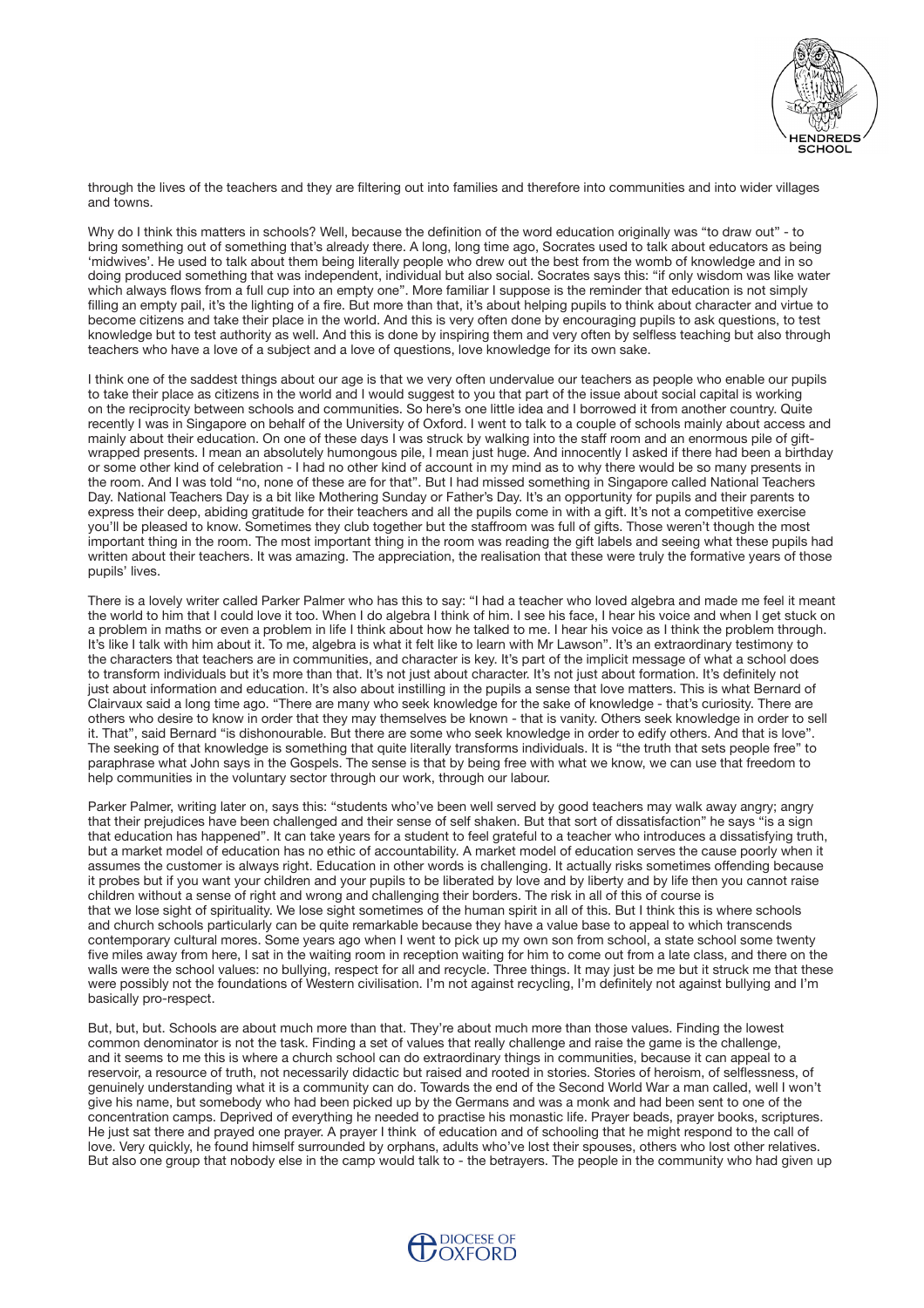through the lives of the teachers and they are filtering out into families and therefore into communities and into wider villages and towns.

Why do I think this matters in schools? Well, because the definition of the word education originally was "to draw out" - to bring something out of something that's already there. A long, long time ago, Socrates used to talk about educators as being 'midwives'. He used to talk about them being literally people who drew out the best from the womb of knowledge and in so doing produced something that was independent, individual but also social. Socrates says this: "if only wisdom was like water which always flows from a full cup into an empty one". More familiar I suppose is the reminder that education is not simply filling an empty pail, it's the lighting of a fire. But more than that, it's about helping pupils to think about character and virtue to become citizens and take their place in the world. And this is very often done by encouraging pupils to ask questions, to test knowledge but to test authority as well. And this is done by inspiring them and very often by selfless teaching but also through teachers who have a love of a subject and a love of questions, love knowledge for its own sake.

I think one of the saddest things about our age is that we very often undervalue our teachers as people who enable our pupils to take their place as citizens in the world and I would suggest to you that part of the issue about social capital is working on the reciprocity between schools and communities. So here's one little idea and I borrowed it from another country. Quite recently I was in Singapore on behalf of the University of Oxford. I went to talk to a couple of schools mainly about access and mainly about their education. On one of these days I was struck by walking into the staff room and an enormous pile of gift-wrapped presents. I mean an absolutely humongous pile, I mean just huge. And innocently I asked if there had been a birthday or some other kind of celebration - I had no other kind of account in my mind as to why there would be so many presents in the room. And I was told "no, none of these are for that". But I had missed something in Singapore called National Teachers Day. National Teachers Day is a bit like Mothering Sunday or Father's Day. It's an opportunity for pupils and their parents to express their deep, abiding gratitude for their teachers and all the pupils come in with a gift. It's not a competitive exercise you'll be pleased to know. Sometimes they club together but the staffroom was full of gifts. Those weren't though the most important thing in the room. The most important thing in the room was reading the gift labels and seeing what these pupils had written about their teachers. It was amazing. The appreciation, the realisation that these were truly the formative years of those pupils' lives.

There is a lovely writer called Parker Palmer who has this to say: "I had a teacher who loved algebra and made me feel it meant the world to him that I could love it too. When I do algebra I think of him. I see his face, I hear his voice and when I get stuck on a problem in maths or even a problem in life I think about how he talked to me. I hear his voice as I think the problem through. It's like I talk with him about it. To me, algebra is what it felt like to learn with Mr Lawson". It's an extraordinary testimony to the characters that teachers are in communities, and character is key. It's part of the implicit message of what a school does to transform individuals but it's more than that. It's not just about character. It's not just about formation. It's definitely not just about information and education. It's also about instilling in the pupils a sense that love matters. This is what Bernard of Clairvaux said a long time ago. "There are many who seek knowledge for the sake of knowledge - that's curiosity. There are others who desire to know in order that they may themselves be known - that is vanity. Others seek knowledge in order to sell it. That", said Bernard "is dishonourable. But there are some who seek knowledge in order to edify others. And that is love". The seeking of that knowledge is something that quite literally transforms individuals. It is "the truth that sets people free" to paraphrase what John says in the Gospels. The sense is that by being free with what we know, we can use that freedom to help communities in the voluntary sector through our work, through our labour.

Parker Palmer, writing later on, says this: "students who've been well served by good teachers may walk away angry; angry that their prejudices have been challenged and their sense of self shaken. But that sort of dissatisfaction" he says "is a sign that education has happened". It can take years for a student to feel grateful to a teacher who introduces a dissatisfying truth, but a market model of education has no ethic of accountability. A market model of education serves the cause poorly when it assumes the customer is always right. Education in other words is challenging. It actually risks sometimes offending because it probes but if you want your children and your pupils to be liberated by love and by liberty and by life then you cannot raise children without a sense of right and wrong and challenging their borders. The risk in all of this of course is that we lose sight of spirituality. We lose sight sometimes of the human spirit in all of this. But I think this is where schools and church schools particularly can be quite remarkable because they have a value base to appeal to which transcends contemporary cultural mores. Some years ago when I went to pick up my own son from school, a state school some twenty five miles away from here, I sat in the waiting room in reception waiting for him to come out from a late class, and there on the walls were the school values: no bullying, respect for all and recycle. Three things. It may just be me but it struck me that these were possibly not the foundations of Western civilisation. I'm not against recycling, I'm definitely not against bullying and I'm basically pro-respect.

But, but, but. Schools are about much more than that. They're about much more than those values. Finding the lowest common denominator is not the task. Finding a set of values that really challenge and raise the game is the challenge, and it seems to me this is where a church school can do extraordinary things in communities, because it can appeal to a reservoir, a resource of truth, not necessarily didactic but raised and rooted in stories. Stories of heroism, of selflessness, of genuinely understanding what it is a community can do. Towards the end of the Second World War a man called, well I won't give his name, but somebody who had been picked up by the Germans and was a monk and had been sent to one of the concentration camps. Deprived of everything he needed to practise his monastic life. Prayer beads, prayer books, scriptures. He just sat there and prayed one prayer. A prayer I think of education and of schooling that he might respond to the call of love. Very quickly, he found himself surrounded by orphans, adults who've lost their spouses, others who lost other relatives. But also one group that nobody else in the camp would talk to - the betrayers. The people in the community who had given up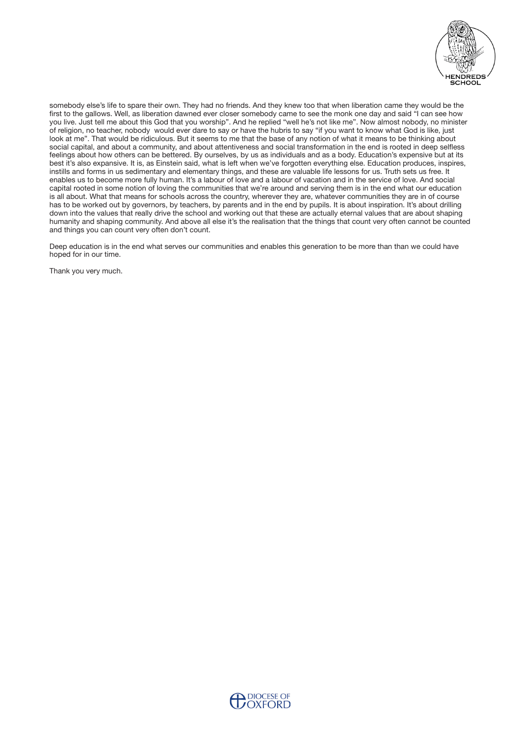somebody else's life to spare their own. They had no friends. And they knew too that when liberation came they would be the first to the gallows. Well, as liberation dawned ever closer somebody came to see the monk one day and said "I can see how you live. Just tell me about this God that you worship". And he replied "well he's not like me". Now almost nobody, no minister of religion, no teacher, nobody would ever dare to say or have the hubris to say "if you want to know what God is like, just look at me". That would be ridiculous. But it seems to me that the base of any notion of what it means to be thinking about social capital, and about a community, and about attentiveness and social transformation in the end is rooted in deep selfless feelings about how others can be bettered. By ourselves, by us as individuals and as a body. Education's expensive but at its best it's also expansive. It is, as Einstein said, what is left when we've forgotten everything else. Education produces, inspires, instills and forms in us sedimentary and elementary things, and these are valuable life lessons for us. Truth sets us free. It enables us to become more fully human. It's a labour of love and a labour of vacation and in the service of love. And social capital rooted in some notion of loving the communities that we're around and serving them is in the end what our education is all about. What that means for schools across the country, wherever they are, whatever communities they are in of course has to be worked out by governors, by teachers, by parents and in the end by pupils. It is about inspiration. It's about drilling down into the values that really drive the school and working out that these are actually eternal values that are about shaping humanity and shaping community. And above all else it's the realisation that the things that count very often cannot be counted and things you can count very often don't count.

Deep education is in the end what serves our communities and enables this generation to be more than than we could have hoped for in our time.

Thank you very much.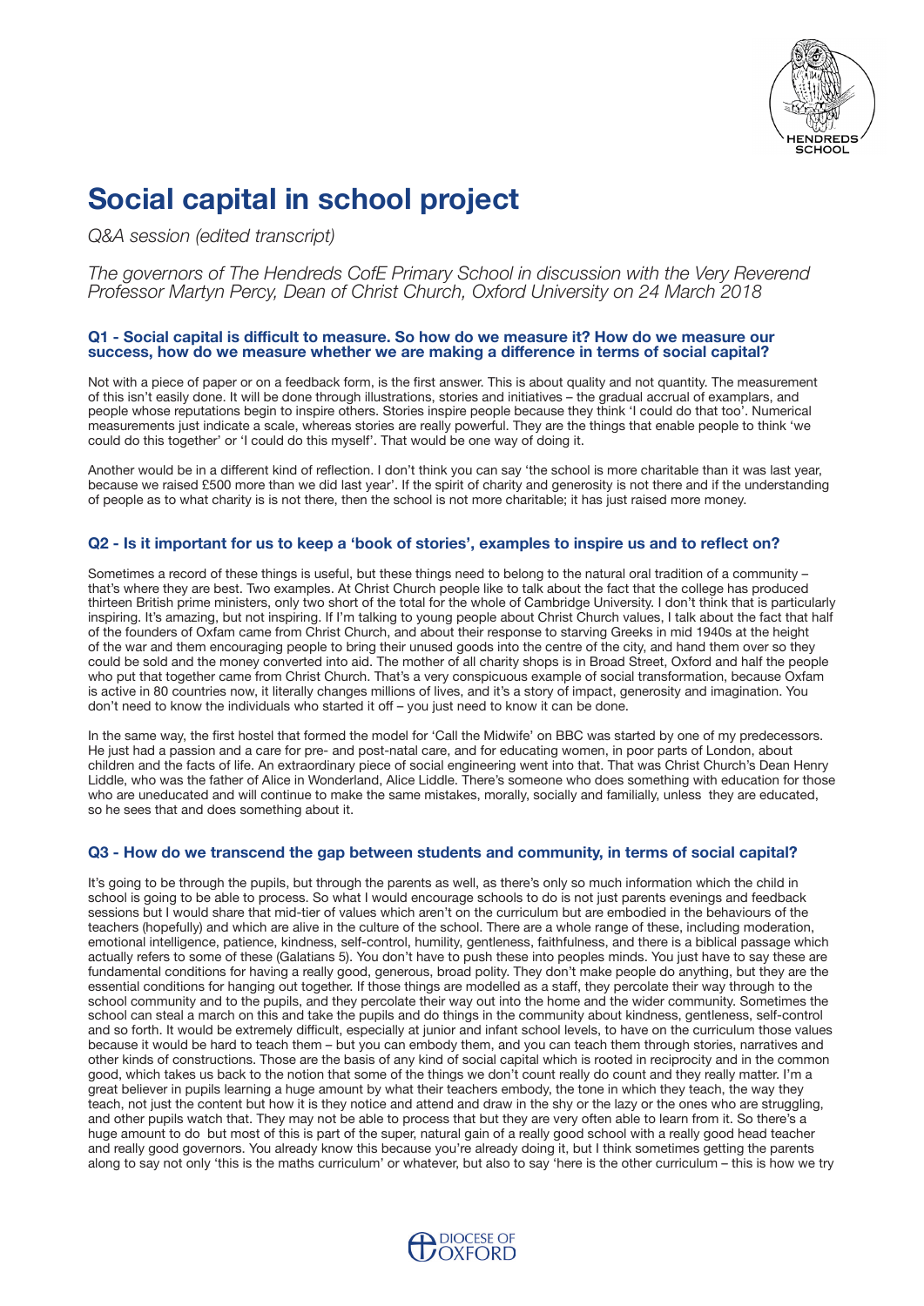# Social capital in school project

*Q&A session (edited transcript)*

*The governors of The Hendreds CofE Primary School in discussion with the Very Reverend Professor Martyn Percy, Dean of Christ Church, Oxford University on 24 March 2018*

### Q1 - Social capital is difficult to measure. So how do we measure it? How do we measure our success, how do we measure whether we are making a difference in terms of social capital?

Not with a piece of paper or on a feedback form, is the first answer. This is about quality and not quantity. The measurement of this isn't easily done. It will be done through illustrations, stories and initiatives – the gradual accrual of examplars, and people whose reputations begin to inspire others. Stories inspire people because they think 'I could do that too'. Numerical measurements just indicate a scale, whereas stories are really powerful. They are the things that enable people to think 'we could do this together' or 'I could do this myself'. That would be one way of doing it.

Another would be in a different kind of reflection. I don't think you can say 'the school is more charitable than it was last year, because we raised £500 more than we did last year'. If the spirit of charity and generosity is not there and if the understanding of people as to what charity is is not there, then the school is not more charitable; it has just raised more money.

### Q2 - Is it important for us to keep a 'book of stories', examples to inspire us and to reflect on?

Sometimes a record of these things is useful, but these things need to belong to the natural oral tradition of a community – that's where they are best. Two examples. At Christ Church people like to talk about the fact that the college has produced thirteen British prime ministers, only two short of the total for the whole of Cambridge University. I don't think that is particularly inspiring. It's amazing, but not inspiring. If I'm talking to young people about Christ Church values, I talk about the fact that half of the founders of Oxfam came from Christ Church, and about their response to starving Greeks in mid 1940s at the height of the war and them encouraging people to bring their unused goods into the centre of the city, and hand them over so they could be sold and the money converted into aid. The mother of all charity shops is in Broad Street, Oxford and half the people who put that together came from Christ Church. That's a very conspicuous example of social transformation, because Oxfam is active in 80 countries now, it literally changes millions of lives, and it's a story of impact, generosity and imagination. You don't need to know the individuals who started it off – you just need to know it can be done.

In the same way, the first hostel that formed the model for 'Call the Midwife' on BBC was started by one of my predecessors. He just had a passion and a care for pre- and post-natal care, and for educating women, in poor parts of London, about children and the facts of life. An extraordinary piece of social engineering went into that. That was Christ Church's Dean Henry Liddle, who was the father of Alice in Wonderland, Alice Liddle. There's someone who does something with education for those who are uneducated and will continue to make the same mistakes, morally, socially and familially, unless they are educated, so he sees that and does something about it.

### Q3 - How do we transcend the gap between students and community, in terms of social capital?

It's going to be through the pupils, but through the parents as well, as there's only so much information which the child in school is going to be able to process. So what I would encourage schools to do is not just parents evenings and feedback sessions but I would share that mid-tier of values which aren't on the curriculum but are embodied in the behaviours of the teachers (hopefully) and which are alive in the culture of the school. There are a whole range of these, including moderation, emotional intelligence, patience, kindness, self-control, humility, gentleness, faithfulness, and there is a biblical passage which actually refers to some of these (Galatians 5). You don't have to push these into peoples minds. You just have to say these are fundamental conditions for having a really good, generous, broad polity. They don't make people do anything, but they are the essential conditions for hanging out together. If those things are modelled as a staff, they percolate their way through to the school community and to the pupils, and they percolate their way out into the home and the wider community. Sometimes the school can steal a march on this and take the pupils and do things in the community about kindness, gentleness, self-control and so forth. It would be extremely difficult, especially at junior and infant school levels, to have on the curriculum those values because it would be hard to teach them – but you can embody them, and you can teach them through stories, narratives and other kinds of constructions. Those are the basis of any kind of social capital which is rooted in reciprocity and in the common good, which takes us back to the notion that some of the things we don't count really do count and they really matter. I'm a great believer in pupils learning a huge amount by what their teachers embody, the tone in which they teach, the way they teach, not just the content but how it is they notice and attend and draw in the shy or the lazy or the ones who are struggling, and other pupils watch that. They may not be able to process that but they are very often able to learn from it. So there's a huge amount to do but most of this is part of the super, natural gain of a really good school with a really good head teacher and really good governors. You already know this because you're already doing it, but I think sometimes getting the parents along to say not only 'this is the maths curriculum' or whatever, but also to say 'here is the other curriculum – this is how we try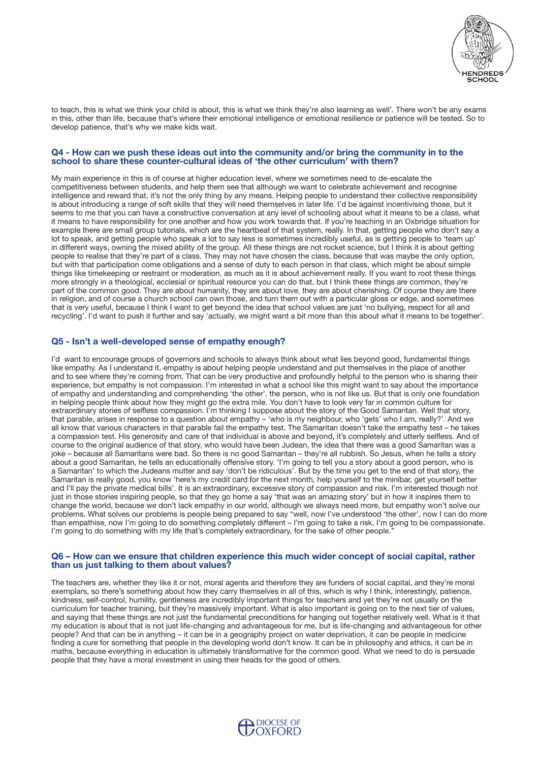to teach, this is what we think your child is about, this is what we think they're also learning as well'. There won't be any exams in this, other than life, because that's where their emotional intelligence or emotional resilience or patience will be tested. So to develop patience, that's why we make kids wait.

## Q4 - How can we push these ideas out into the community and/or bring the community in to the school to share these counter-cultural ideas of 'the other curriculum' with them?

My main experience in this is of course at higher education level, where we sometimes need to de-escalate the competitiveness between students, and help them see that although we want to celebrate achievement and recognise intelligence and reward that, it's not the only thing by any means. Helping people to understand their collective responsibility is about introducing a range of soft skills that they will need themselves in later life. I'd be against incentivising those, but it seems to me that you can have a constructive conversation at any level of schooling about what it means to be a class, what it means to have responsibility for one another and how you work towards that. If you're teaching in an Oxbridge situation for example there are small group tutorials, which are the heartbeat of that system, really. In that, getting people who don't say a lot to speak, and getting people who speak a lot to say less is sometimes incredibly useful, as is getting people to 'team up' in different ways, owning the mixed ability of the group. All these things are not rocket science, but I think it is about getting people to realise that they're part of a class. They may not have chosen the class, because that was maybe the only option, but with that participation come obligations and a sense of duty to each person in that class, which might be about simple things like timekeeping or restraint or moderation, as much as it is about achievement really. If you want to root these things more strongly in a theological, ecclesial or spiritual resource you can do that, but I think these things are common, they're part of the common good. They are about humanity, they are about love, they are about cherishing. Of course they are there in religion, and of course a church school can own those, and turn them out with a particular gloss or edge, and sometimes that is very useful, because I think I want to get beyond the idea that school values are just 'no bullying, respect for all and recycling'. I'd want to push it further and say 'actually, we might want a bit more than this about what it means to be together'.

## Q5 - Isn't a well-developed sense of empathy enough?

I'd want to encourage groups of governors and schools to always think about what lies beyond good, fundamental things like empathy. As I understand it, empathy is about helping people understand and put themselves in the place of another and to see where they're coming from. That can be very productive and profoundly helpful to the person who is sharing their experience, but empathy is not compassion. I'm interested in what a school like this might want to say about the importance of empathy and understanding and comprehending 'the other', the person, who is not like us. But that is only one foundation in helping people think about how they might go the extra mile. You don't have to look very far in common culture for extraordinary stories of selfless compassion. I'm thinking I suppose about the story of the Good Samaritan. Well that story, that parable, arises in response to a question about empathy – 'who is my neighbour, who 'gets' who I am, really?'. And we all know that various characters in that parable fail the empathy test. The Samaritan doesn't take the empathy test – he takes a compassion test. His generosity and care of that individual is above and beyond, it's completely and utterly selfless. And of course to the original audience of that story, who would have been Judean, the idea that there was a good Samaritan was a joke – because all Samaritans were bad. So there is no good Samaritan – they're all rubbish. So Jesus, when he tells a story about a good Samaritan, he tells an educationally offensive story. 'I'm going to tell you a story about a good person, who is a Samaritan' to which the Judeans mutter and say 'don't be ridiculous'. But by the time you get to the end of that story, the Samaritan is really good, you know 'here's my credit card for the next month, help yourself to the minibar, get yourself better and I'll pay the private medical bills'. It is an extraordinary, excessive story of compassion and risk. I'm interested though not just in those stories inspiring people, so that they go home a say 'that was an amazing story' but in how it inspires them to change the world, because we don't lack empathy in our world, although we always need more, but empathy won't solve our problems. What solves our problems is people being prepared to say "well, now I've understood 'the other', now I can do more than empathise, now I'm going to do something completely different – I'm going to take a risk, I'm going to be compassionate. I'm going to do something with my life that's completely extraordinary, for the sake of other people."

## Q6 – How can we ensure that children experience this much wider concept of social capital, rather than us just talking to them about values?

The teachers are, whether they like it or not, moral agents and therefore they are funders of social capital, and they're moral exemplars, so there's something about how they carry themselves in all of this, which is why I think, interestingly, patience, kindness, self-control, humility, gentleness are incredibly important things for teachers and yet they're not usually on the curriculum for teacher training, but they're massively important. What is also important is going on to the next tier of values, and saying that these things are not just the fundamental preconditions for hanging out together relatively well. What is it that my education is about that is not just life-changing and advantageous for me, but is life-changing and advantageous for other people? And that can be in anything – it can be in a geography project on water deprivation, it can be people in medicine finding a cure for something that people in the developing world don't know. It can be in philosophy and ethics, it can be in maths, because everything in education is ultimately transformative for the common good. What we need to do is persuade people that they have a moral investment in using their heads for the good of others.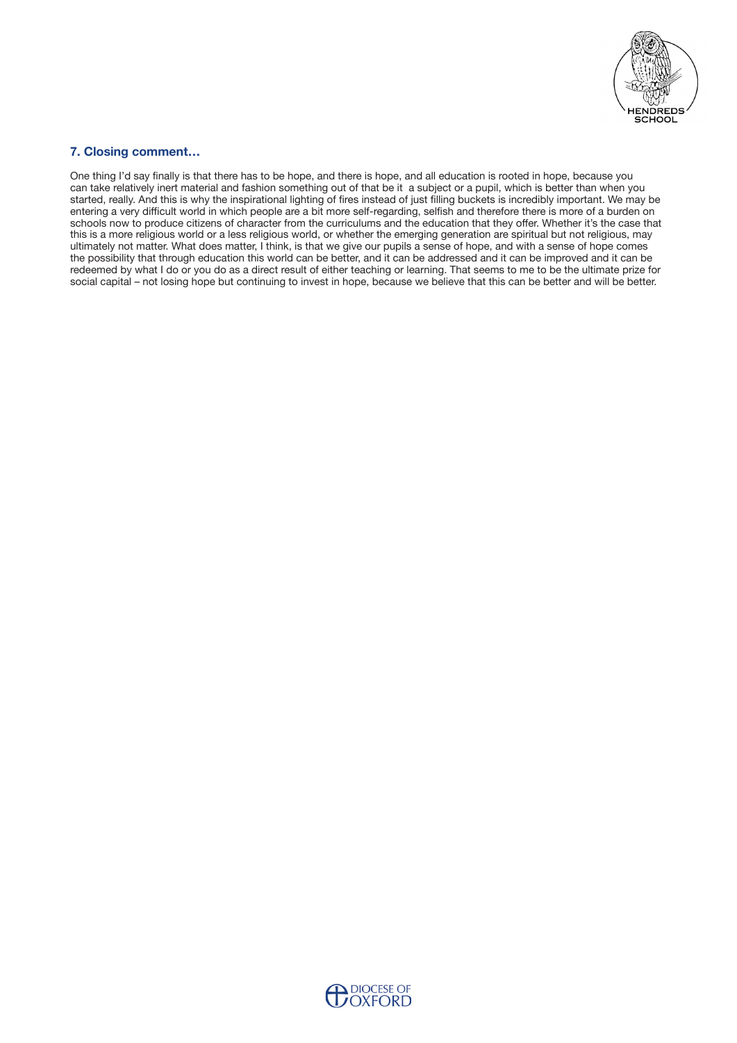### 7. Closing comment…

One thing I'd say finally is that there has to be hope, and there is hope, and all education is rooted in hope, because you can take relatively inert material and fashion something out of that be it a subject or a pupil, which is better than when you started, really. And this is why the inspirational lighting of fires instead of just filling buckets is incredibly important. We may be entering a very difficult world in which people are a bit more self-regarding, selfish and therefore there is more of a burden on schools now to produce citizens of character from the curriculums and the education that they offer. Whether it's the case that this is a more religious world or a less religious world, or whether the emerging generation are spiritual but not religious, may ultimately not matter. What does matter, I think, is that we give our pupils a sense of hope, and with a sense of hope comes the possibility that through education this world can be better, and it can be addressed and it can be improved and it can be redeemed by what I do or you do as a direct result of either teaching or learning. That seems to me to be the ultimate prize for social capital – not losing hope but continuing to invest in hope, because we believe that this can be better and will be better.